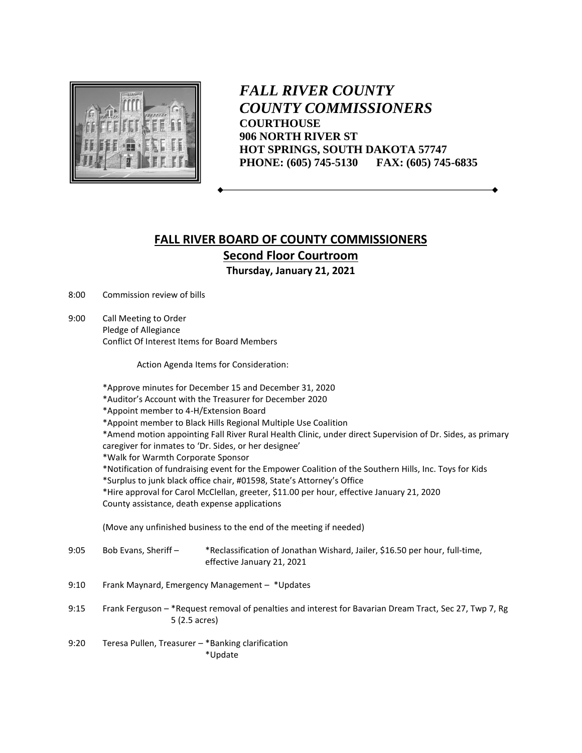*FALL RIVER COUNTY*
*COUNTY COMMISSIONERS*
**COURTHOUSE**
**906 NORTH RIVER ST**
**HOT SPRINGS, SOUTH DAKOTA 57747**
**PHONE: (605) 745-5130 FAX: (605) 745-6835**

## FALL RIVER BOARD OF COUNTY COMMISSIONERS

### Second Floor Courtroom

**Thursday, January 21, 2021**

8:00 Commission review of bills

9:00 Call Meeting to Order
Pledge of Allegiance
Conflict Of Interest Items for Board Members

Action Agenda Items for Consideration:

*Approve minutes for December 15 and December 31, 2020
*Auditor's Account with the Treasurer for December 2020
*Appoint member to 4-H/Extension Board
*Appoint member to Black Hills Regional Multiple Use Coalition
*Amend motion appointing Fall River Rural Health Clinic, under direct Supervision of Dr. Sides, as primary caregiver for inmates to 'Dr. Sides, or her designee'
*Walk for Warmth Corporate Sponsor
*Notification of fundraising event for the Empower Coalition of the Southern Hills, Inc. Toys for Kids
*Surplus to junk black office chair, #01598, State's Attorney's Office
*Hire approval for Carol McClellan, greeter, $11.00 per hour, effective January 21, 2020
County assistance, death expense applications

(Move any unfinished business to the end of the meeting if needed)

9:05 Bob Evans, Sheriff – *Reclassification of Jonathan Wishard, Jailer, $16.50 per hour, full-time, effective January 21, 2021

9:10 Frank Maynard, Emergency Management – *Updates

9:15 Frank Ferguson – *Request removal of penalties and interest for Bavarian Dream Tract, Sec 27, Twp 7, Rg 5 (2.5 acres)

9:20 Teresa Pullen, Treasurer – *Banking clarification
*Update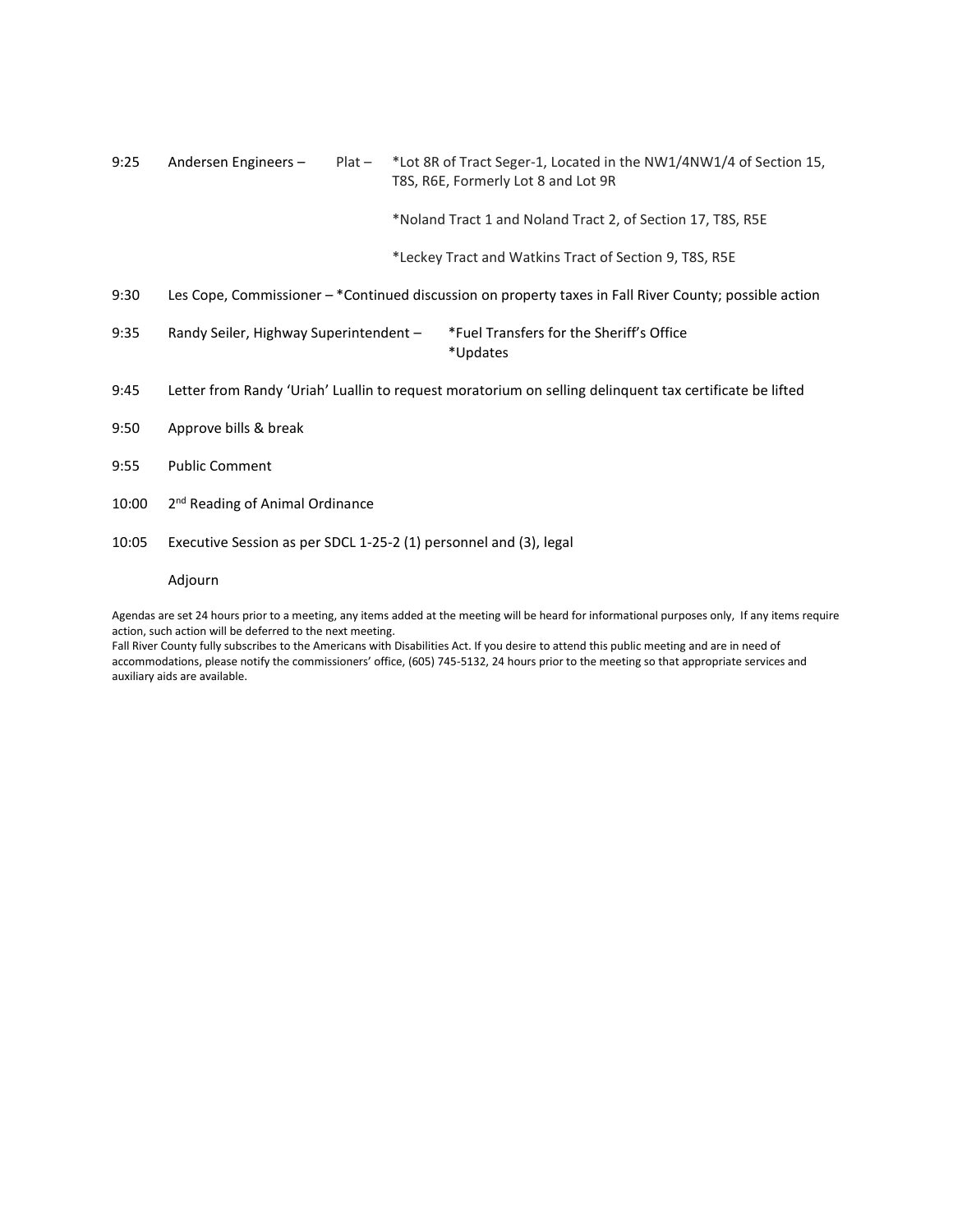9:25 Andersen Engineers – Plat – *Lot 8R of Tract Seger-1, Located in the NW1/4NW1/4 of Section 15, T8S, R6E, Formerly Lot 8 and Lot 9R

*Noland Tract 1 and Noland Tract 2, of Section 17, T8S, R5E

*Leckey Tract and Watkins Tract of Section 9, T8S, R5E

9:30 Les Cope, Commissioner – *Continued discussion on property taxes in Fall River County; possible action

9:35 Randy Seiler, Highway Superintendent – *Fuel Transfers for the Sheriff's Office
*Updates

9:45 Letter from Randy 'Uriah' Luallin to request moratorium on selling delinquent tax certificate be lifted

9:50 Approve bills & break

9:55 Public Comment

10:00 2nd Reading of Animal Ordinance

10:05 Executive Session as per SDCL 1-25-2 (1) personnel and (3), legal

Adjourn

Agendas are set 24 hours prior to a meeting, any items added at the meeting will be heard for informational purposes only, If any items require action, such action will be deferred to the next meeting.
Fall River County fully subscribes to the Americans with Disabilities Act. If you desire to attend this public meeting and are in need of accommodations, please notify the commissioners' office, (605) 745-5132, 24 hours prior to the meeting so that appropriate services and auxiliary aids are available.